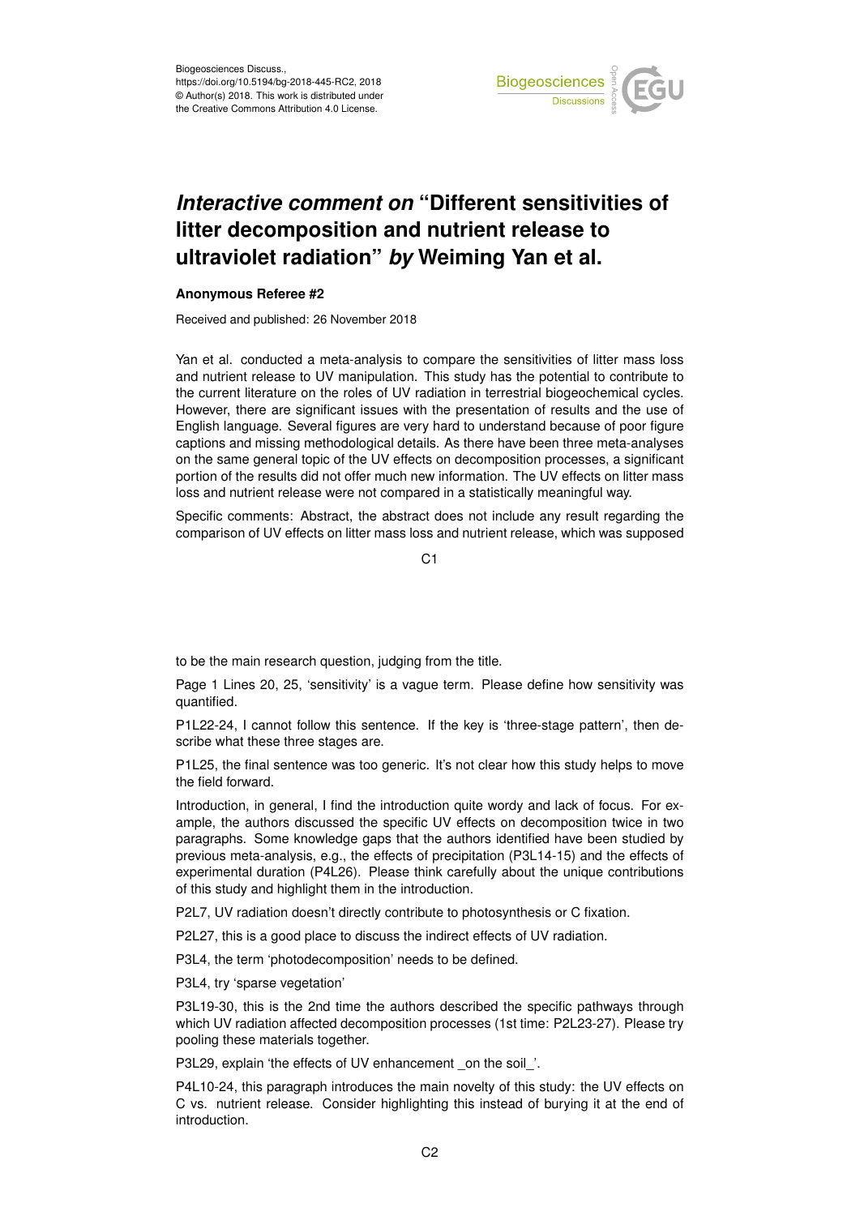# *Interactive comment on* "Different sensitivities of litter decomposition and nutrient release to ultraviolet radiation" *by* Weiming Yan et al.

**Anonymous Referee #2**

Received and published: 26 November 2018

Yan et al. conducted a meta-analysis to compare the sensitivities of litter mass loss and nutrient release to UV manipulation. This study has the potential to contribute to the current literature on the roles of UV radiation in terrestrial biogeochemical cycles. However, there are significant issues with the presentation of results and the use of English language. Several figures are very hard to understand because of poor figure captions and missing methodological details. As there have been three meta-analyses on the same general topic of the UV effects on decomposition processes, a significant portion of the results did not offer much new information. The UV effects on litter mass loss and nutrient release were not compared in a statistically meaningful way.

Specific comments: Abstract, the abstract does not include any result regarding the comparison of UV effects on litter mass loss and nutrient release, which was supposed to be the main research question, judging from the title.

Page 1 Lines 20, 25, 'sensitivity' is a vague term. Please define how sensitivity was quantified.

P1L22-24, I cannot follow this sentence. If the key is 'three-stage pattern', then describe what these three stages are.

P1L25, the final sentence was too generic. It's not clear how this study helps to move the field forward.

Introduction, in general, I find the introduction quite wordy and lack of focus. For example, the authors discussed the specific UV effects on decomposition twice in two paragraphs. Some knowledge gaps that the authors identified have been studied by previous meta-analysis, e.g., the effects of precipitation (P3L14-15) and the effects of experimental duration (P4L26). Please think carefully about the unique contributions of this study and highlight them in the introduction.

P2L7, UV radiation doesn't directly contribute to photosynthesis or C fixation.

P2L27, this is a good place to discuss the indirect effects of UV radiation.

P3L4, the term 'photodecomposition' needs to be defined.

P3L4, try 'sparse vegetation'

P3L19-30, this is the 2nd time the authors described the specific pathways through which UV radiation affected decomposition processes (1st time: P2L23-27). Please try pooling these materials together.

P3L29, explain 'the effects of UV enhancement _on the soil_'.

P4L10-24, this paragraph introduces the main novelty of this study: the UV effects on C vs. nutrient release. Consider highlighting this instead of burying it at the end of introduction.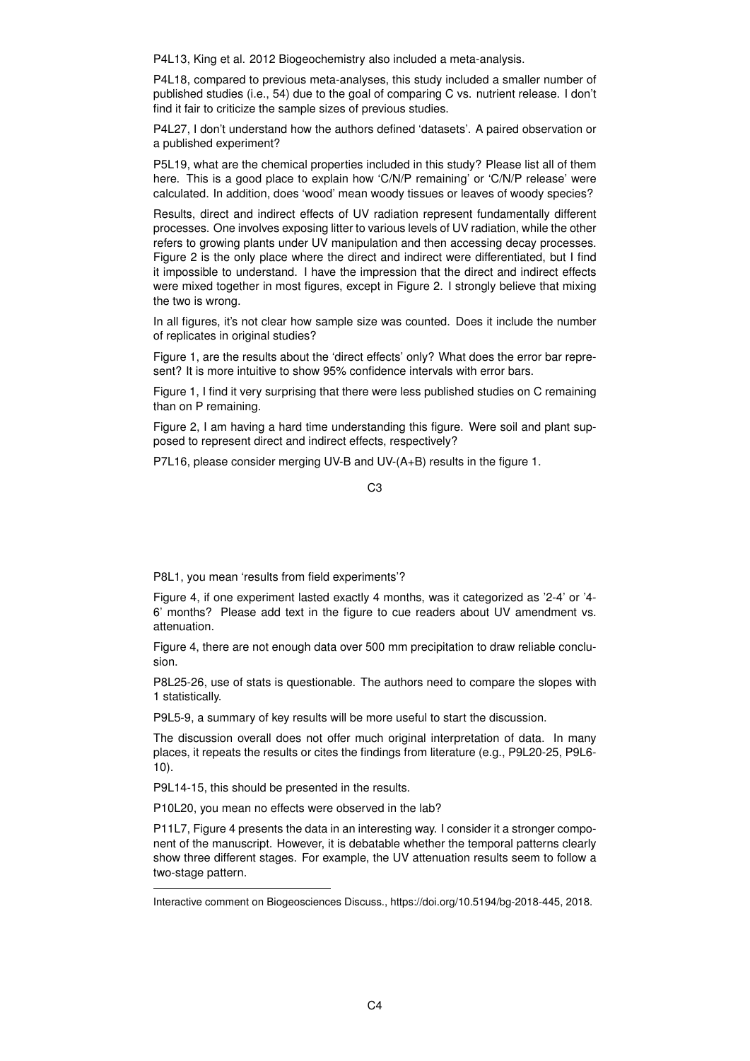P4L13, King et al. 2012 Biogeochemistry also included a meta-analysis.

P4L18, compared to previous meta-analyses, this study included a smaller number of published studies (i.e., 54) due to the goal of comparing C vs. nutrient release. I don't find it fair to criticize the sample sizes of previous studies.

P4L27, I don't understand how the authors defined 'datasets'. A paired observation or a published experiment?

P5L19, what are the chemical properties included in this study? Please list all of them here. This is a good place to explain how 'C/N/P remaining' or 'C/N/P release' were calculated. In addition, does 'wood' mean woody tissues or leaves of woody species?

Results, direct and indirect effects of UV radiation represent fundamentally different processes. One involves exposing litter to various levels of UV radiation, while the other refers to growing plants under UV manipulation and then accessing decay processes. Figure 2 is the only place where the direct and indirect were differentiated, but I find it impossible to understand. I have the impression that the direct and indirect effects were mixed together in most figures, except in Figure 2. I strongly believe that mixing the two is wrong.

In all figures, it's not clear how sample size was counted. Does it include the number of replicates in original studies?

Figure 1, are the results about the 'direct effects' only? What does the error bar represent? It is more intuitive to show 95% confidence intervals with error bars.

Figure 1, I find it very surprising that there were less published studies on C remaining than on P remaining.

Figure 2, I am having a hard time understanding this figure. Were soil and plant supposed to represent direct and indirect effects, respectively?

P7L16, please consider merging UV-B and UV-(A+B) results in the figure 1.

P8L1, you mean 'results from field experiments'?

Figure 4, if one experiment lasted exactly 4 months, was it categorized as '2-4' or '4-6' months? Please add text in the figure to cue readers about UV amendment vs. attenuation.

Figure 4, there are not enough data over 500 mm precipitation to draw reliable conclusion.

P8L25-26, use of stats is questionable. The authors need to compare the slopes with 1 statistically.

P9L5-9, a summary of key results will be more useful to start the discussion.

The discussion overall does not offer much original interpretation of data. In many places, it repeats the results or cites the findings from literature (e.g., P9L20-25, P9L6-10).

P9L14-15, this should be presented in the results.

P10L20, you mean no effects were observed in the lab?

P11L7, Figure 4 presents the data in an interesting way. I consider it a stronger component of the manuscript. However, it is debatable whether the temporal patterns clearly show three different stages. For example, the UV attenuation results seem to follow a two-stage pattern.

---

Interactive comment on Biogeosciences Discuss., https://doi.org/10.5194/bg-2018-445, 2018.